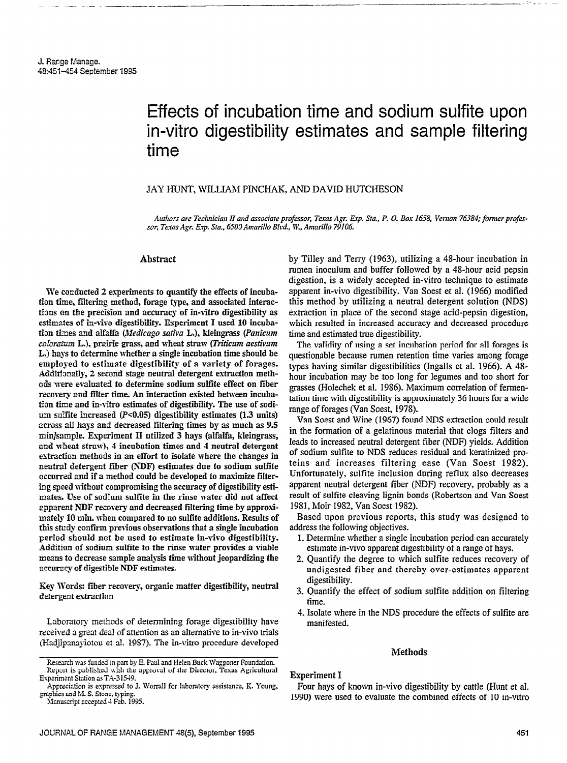# Effects of incubation time and sodium sulfite upon in-vitro digestibility estimates and sample filtering time

JAY HUNT, WILLIAM PINCHAK, AND DAVID HUTCHESON

*Authors are Technician II and associate professor, Texas Agr. Exp. Sta., P. O. Box 1658, Vernon 76384; former professor, Texas Agr. Exp. Sta., 6500 Amarillo Blvd., W., Amarillo 79106.*

## Abstract

We conducted 2 experiments to quantify the effects of incubation time, filtering method, forage type, and associated interactions on the precision and accuracy of in-vitro digestibility as estimates of in-vivo digestibility. Experiment I used 10 incubation times and alfalfa (*Medicago sativa* L.), kleingrass (*Panicum coloratum* L.), prairie grass, and wheat straw (*Triticum aestivum* L.) hays to determine whether a single incubation time should be employed to estimate digestibility of a variety of forages. Additionally, 2 second stage neutral detergent extraction methods were evaluated to determine sodium sulfite effect on fiber recovery and filter time. An interaction existed between incubation time and in-vitro estimates of digestibility. The use of sodium sulfite increased ($P<0.05$) digestibility estimates (1.3 units) across all hays and decreased filtering times by as much as 9.5 min/sample. Experiment II utilized 3 hays (alfalfa, kleingrass, and wheat straw), 4 incubation times and 4 neutral detergent extraction methods in an effort to isolate where the changes in neutral detergent fiber (NDF) estimates due to sodium sulfite occurred and if a method could be developed to maximize filtering speed without compromising the accuracy of digestibility estimates. Use of sodium sulfite in the rinse water did not affect apparent NDF recovery and decreased filtering time by approximately 10 min. when compared to no sulfite additions. Results of this study confirm previous observations that a single incubation period should not be used to estimate in-vivo digestibility. Addition of sodium sulfite to the rinse water provides a viable means to decrease sample analysis time without jeopardizing the accuracy of digestible NDF estimates.

Key Words: fiber recovery, organic matter digestibility, neutral detergent extraction

Laboratory methods of determining forage digestibility have received a great deal of attention as an alternative to in-vivo trials (Hadjipanayiotou et al. 1987). The in-vitro procedure developed by Tilley and Terry (1963), utilizing a 48-hour incubation in rumen inoculum and buffer followed by a 48-hour acid pepsin digestion, is a widely accepted in-vitro technique to estimate apparent in-vivo digestibility. Van Soest et al. (1966) modified this method by utilizing a neutral detergent solution (NDS) extraction in place of the second stage acid-pepsin digestion, which resulted in increased accuracy and decreased procedure time and estimated true digestibility.

The validity of using a set incubation period for all forages is questionable because rumen retention time varies among forage types having similar digestibilities (Ingalls et al. 1966). A 48-hour incubation may be too long for legumes and too short for grasses (Holechek et al. 1986). Maximum correlation of fermentation time with digestibility is approximately 36 hours for a wide range of forages (Van Soest, 1978).

Van Soest and Wine (1967) found NDS extraction could result in the formation of a gelatinous material that clogs filters and leads to increased neutral detergent fiber (NDF) yields. Addition of sodium sulfite to NDS reduces residual and keratinized proteins and increases filtering ease (Van Soest 1982). Unfortunately, sulfite inclusion during reflux also decreases apparent neutral detergent fiber (NDF) recovery, probably as a result of sulfite cleaving lignin bonds (Robertson and Van Soest 1981, Moir 1982, Van Soest 1982).

Based upon previous reports, this study was designed to address the following objectives.

1. Determine whether a single incubation period can accurately estimate in-vivo apparent digestibility of a range of hays.
2. Quantify the degree to which sulfite reduces recovery of undigested fiber and thereby over-estimates apparent digestibility.
3. Quantify the effect of sodium sulfite addition on filtering time.
4. Isolate where in the NDS procedure the effects of sulfite are manifested.

## Methods

### Experiment I

Four hays of known in-vivo digestibility by cattle (Hunt et al. 1990) were used to evaluate the combined effects of 10 in-vitro

---

Research was funded in part by E. Paul and Helen Buck Waggoner Foundation.
Report is published with the approval of the Director, Texas Agricultural Experiment Station as TA-31549.
Appreciation is expressed to J. Worrall for laboratory assistance, K. Young, graphics and M. S. Stone, typing.
Manuscript accepted 4 Feb. 1995.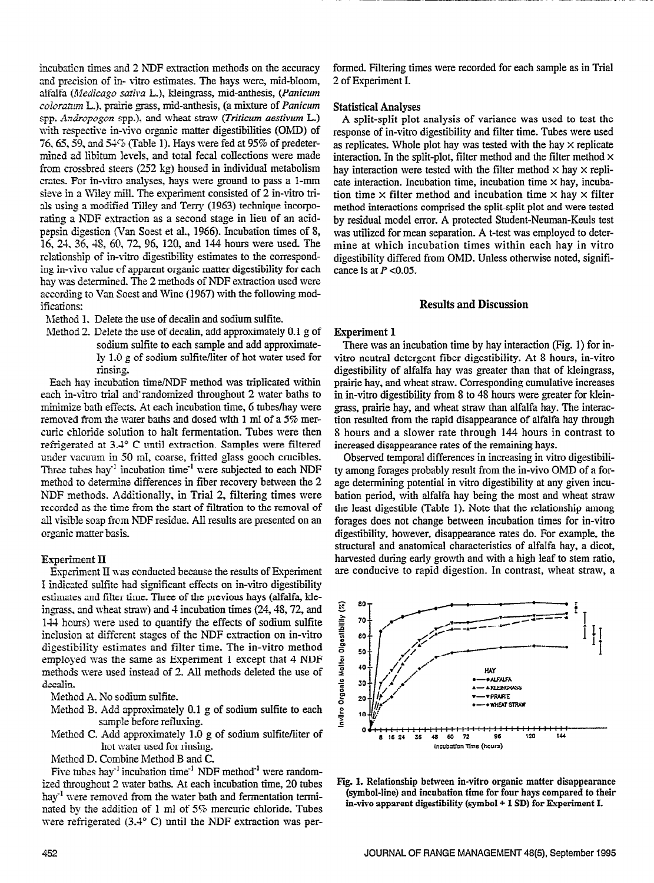incubation times and 2 NDF extraction methods on the accuracy and precision of in- vitro estimates. The hays were, mid-bloom, alfalfa (*Medicago sativa* L.), kleingrass, mid-anthesis, (*Panicum coloratum* L.), prairie grass, mid-anthesis, (a mixture of *Panicum* spp. *Andropogon* spp.), and wheat straw (*Triticum aestivum* L.) with respective in-vivo organic matter digestibilities (OMD) of 76, 65, 59, and 54% (Table 1). Hays were fed at 95% of predetermined ad libitum levels, and total fecal collections were made from crossbred steers (252 kg) housed in individual metabolism crates. For in-vitro analyses, hays were ground to pass a 1-mm sieve in a Wiley mill. The experiment consisted of 2 in-vitro trials using a modified Tilley and Terry (1963) technique incorporating a NDF extraction as a second stage in lieu of an acid-pepsin digestion (Van Soest et al., 1966). Incubation times of 8, 16, 24, 36, 48, 60, 72, 96, 120, and 144 hours were used. The relationship of in-vitro digestibility estimates to the corresponding in-vivo value of apparent organic matter digestibility for each hay was determined. The 2 methods of NDF extraction used were according to Van Soest and Wine (1967) with the following modifications:

Method 1. Delete the use of decalin and sodium sulfite.

Method 2. Delete the use of decalin, add approximately 0.1 g of sodium sulfite to each sample and add approximately 1.0 g of sodium sulfite/liter of hot water used for rinsing.

Each hay incubation time/NDF method was triplicated within each in-vitro trial and randomized throughout 2 water baths to minimize bath effects. At each incubation time, 6 tubes/hay were removed from the water baths and dosed with 1 ml of a 5% mercuric chloride solution to halt fermentation. Tubes were then refrigerated at 3.4° C until extraction. Samples were filtered under vacuum in 50 ml, coarse, fritted glass gooch crucibles. Three tubes hay$^{-1}$ incubation time$^{-1}$ were subjected to each NDF method to determine differences in fiber recovery between the 2 NDF methods. Additionally, in Trial 2, filtering times were recorded as the time from the start of filtration to the removal of all visible soap from NDF residue. All results are presented on an organic matter basis.

### Experiment II

Experiment II was conducted because the results of Experiment I indicated sulfite had significant effects on in-vitro digestibility estimates and filter time. Three of the previous hays (alfalfa, kleingrass, and wheat straw) and 4 incubation times (24, 48, 72, and 144 hours) were used to quantify the effects of sodium sulfite inclusion at different stages of the NDF extraction on in-vitro digestibility estimates and filter time. The in-vitro method employed was the same as Experiment 1 except that 4 NDF methods were used instead of 2. All methods deleted the use of decalin.

Method A. No sodium sulfite.

Method B. Add approximately 0.1 g of sodium sulfite to each sample before refluxing.

Method C. Add approximately 1.0 g of sodium sulfite/liter of hot water used for rinsing.

Method D. Combine Method B and C.

Five tubes hay$^{-1}$ incubation time$^{-1}$ NDF method$^{-1}$ were randomized throughout 2 water baths. At each incubation time, 20 tubes hay$^{-1}$ were removed from the water bath and fermentation terminated by the addition of 1 ml of 5% mercuric chloride. Tubes were refrigerated (3.4° C) until the NDF extraction was performed. Filtering times were recorded for each sample as in Trial 2 of Experiment I.

### Statistical Analyses

A split-split plot analysis of variance was used to test the response of in-vitro digestibility and filter time. Tubes were used as replicates. Whole plot hay was tested with the hay × replicate interaction. In the split-plot, filter method and the filter method × hay interaction were tested with the filter method × hay × replicate interaction. Incubation time, incubation time × hay, incubation time × filter method and incubation time × hay × filter method interactions comprised the split-split plot and were tested by residual model error. A protected Student-Neuman-Keuls test was utilized for mean separation. A t-test was employed to determine at which incubation times within each hay in vitro digestibility differed from OMD. Unless otherwise noted, significance is at $P < 0.05$.

## Results and Discussion

### Experiment 1

There was an incubation time by hay interaction (Fig. 1) for in-vitro neutral detergent fiber digestibility. At 8 hours, in-vitro digestibility of alfalfa hay was greater than that of kleingrass, prairie hay, and wheat straw. Corresponding cumulative increases in in-vitro digestibility from 8 to 48 hours were greater for kleingrass, prairie hay, and wheat straw than alfalfa hay. The interaction resulted from the rapid disappearance of alfalfa hay through 8 hours and a slower rate through 144 hours in contrast to increased disappearance rates of the remaining hays.

Observed temporal differences in increasing in vitro digestibility among forages probably result from the in-vivo OMD of a forage determining potential in vitro digestibility at any given incubation period, with alfalfa hay being the most and wheat straw the least digestible (Table 1). Note that the relationship among forages does not change between incubation times for in-vitro digestibility, however, disappearance rates do. For example, the structural and anatomical characteristics of alfalfa hay, a dicot, harvested during early growth and with a high leaf to stem ratio, are conducive to rapid digestion. In contrast, wheat straw, a

Fig. 1. Relationship between in-vitro organic matter disappearance (symbol-line) and incubation time for four hays compared to their in-vivo apparent digestibility (symbol + 1 SD) for Experiment I.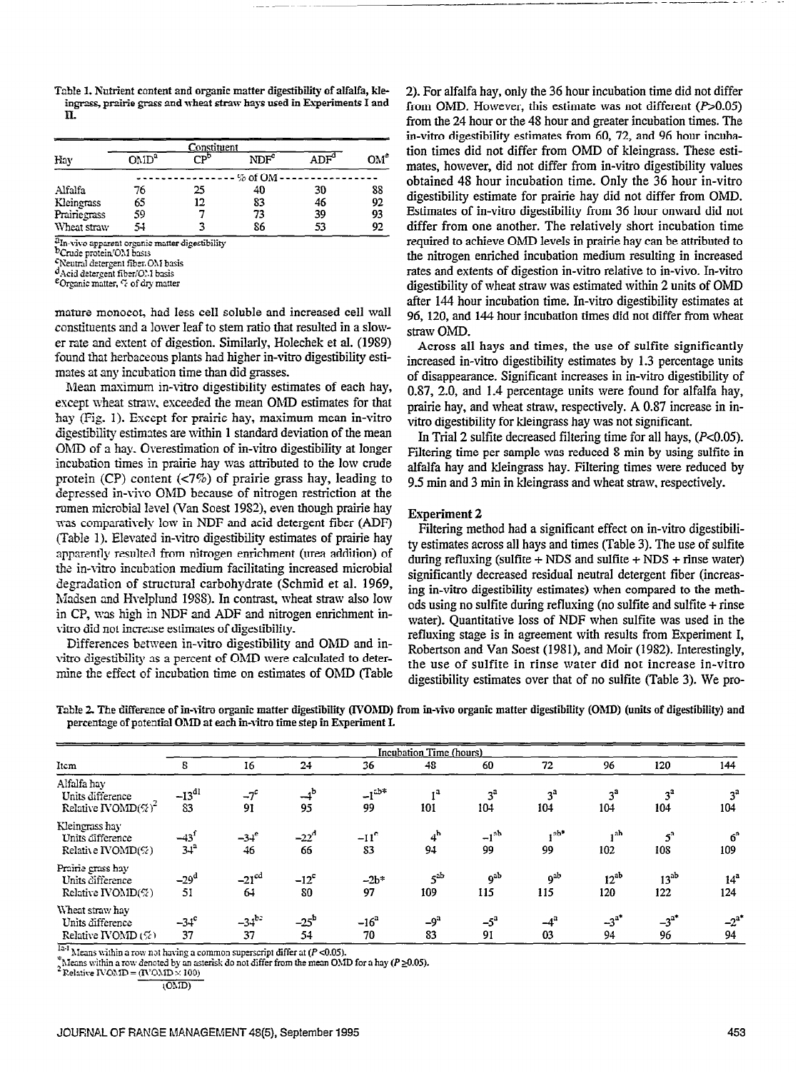Table 1. Nutrient content and organic matter digestibility of alfalfa, kleingrass, prairie grass and wheat straw hays used in Experiments I and II.

| Hay | Constituent | | | | |
|---|---|---|---|---|---|
| | OMD[a] | CP[b] | NDF[c] | ADF[d] | OM[e] |
| | % of OM | | | | |
| Alfalfa | 76 | 25 | 40 | 30 | 88 |
| Kleingrass | 65 | 12 | 83 | 46 | 92 |
| Prairiegrass | 59 | 7 | 73 | 39 | 93 |
| Wheat straw | 54 | 3 | 86 | 53 | 92 |

[a]In-vivo apparent organic matter digestibility
[b]Crude protein/OM basis
[c]Neutral detergent fiber/OM basis
[d]Acid detergent fiber/OM basis
[e]Organic matter, % of dry matter

mature monocot, had less cell soluble and increased cell wall constituents and a lower leaf to stem ratio that resulted in a slower rate and extent of digestion. Similarly, Holechek et al. (1989) found that herbaceous plants had higher in-vitro digestibility estimates at any incubation time than did grasses.

Mean maximum in-vitro digestibility estimates of each hay, except wheat straw, exceeded the mean OMD estimates for that hay (Fig. 1). Except for prairie hay, maximum mean in-vitro digestibility estimates are within 1 standard deviation of the mean OMD of a hay. Overestimation of in-vitro digestibility at longer incubation times in prairie hay was attributed to the low crude protein (CP) content (<7%) of prairie grass hay, leading to depressed in-vivo OMD because of nitrogen restriction at the rumen microbial level (Van Soest 1982), even though prairie hay was comparatively low in NDF and acid detergent fiber (ADF) (Table 1). Elevated in-vitro digestibility estimates of prairie hay apparently resulted from nitrogen enrichment (urea addition) of the in-vitro incubation medium facilitating increased microbial degradation of structural carbohydrate (Schmid et al. 1969, Madsen and Hvelplund 1988). In contrast, wheat straw also low in CP, was high in NDF and ADF and nitrogen enrichment in-vitro did not increase estimates of digestibility.

Differences between in-vitro digestibility and OMD and in-vitro digestibility as a percent of OMD were calculated to determine the effect of incubation time on estimates of OMD (Table 2). For alfalfa hay, only the 36 hour incubation time did not differ from OMD. However, this estimate was not different ($P$>0.05) from the 24 hour or the 48 hour and greater incubation times. The in-vitro digestibility estimates from 60, 72, and 96 hour incubation times did not differ from OMD of kleingrass. These estimates, however, did not differ from in-vitro digestibility values obtained 48 hour incubation time. Only the 36 hour in-vitro digestibility estimate for prairie hay did not differ from OMD. Estimates of in-vitro digestibility from 36 hour onward did not differ from one another. The relatively short incubation time required to achieve OMD levels in prairie hay can be attributed to the nitrogen enriched incubation medium resulting in increased rates and extents of digestion in-vitro relative to in-vivo. In-vitro digestibility of wheat straw was estimated within 2 units of OMD after 144 hour incubation time. In-vitro digestibility estimates at 96, 120, and 144 hour incubation times did not differ from wheat straw OMD.

Across all hays and times, the use of sulfite significantly increased in-vitro digestibility estimates by 1.3 percentage units of disappearance. Significant increases in in-vitro digestibility of 0.87, 2.0, and 1.4 percentage units were found for alfalfa hay, prairie hay, and wheat straw, respectively. A 0.87 increase in in-vitro digestibility for kleingrass hay was not significant.

In Trial 2 sulfite decreased filtering time for all hays, ($P$<0.05). Filtering time per sample was reduced 8 min by using sulfite in alfalfa hay and kleingrass hay. Filtering times were reduced by 9.5 min and 3 min in kleingrass and wheat straw, respectively.

### Experiment 2

Filtering method had a significant effect on in-vitro digestibility estimates across all hays and times (Table 3). The use of sulfite during refluxing (sulfite + NDS and sulfite + NDS + rinse water) significantly decreased residual neutral detergent fiber (increasing in-vitro digestibility estimates) when compared to the methods using no sulfite during refluxing (no sulfite and sulfite + rinse water). Quantitative loss of NDF when sulfite was used in the refluxing stage is in agreement with results from Experiment I, Robertson and Van Soest (1981), and Moir (1982). Interestingly, the use of sulfite in rinse water did not increase in-vitro digestibility estimates over that of no sulfite (Table 3). We pro-

Table 2. The difference of in-vitro organic matter digestibility (IVOMD) from in-vivo organic matter digestibility (OMD) (units of digestibility) and percentage of potential OMD at each in-vitro time step in Experiment I.

| Item | Incubation Time (hours) | | | | | | | | | |
|---|---|---|---|---|---|---|---|---|---|---|
| | 8 | 16 | 24 | 36 | 48 | 60 | 72 | 96 | 120 | 144 |
| Alfalfa hay | | | | | | | | | | |
| Units difference | −13[d1] | −7[c] | −4[b] | −1[ab*] | 1[a] | 3[a] | 3[a] | 3[a] | 3[a] | 3[a] |
| Relative IVOMD(%)[2] | 83 | 91 | 95 | 99 | 101 | 104 | 104 | 104 | 104 | 104 |
| Kleingrass hay | | | | | | | | | | |
| Units difference | −43[f] | −34[e] | −22[d] | −11[c] | 4[b] | −1[ab] | 1[ab*] | 1[ab] | 5[a] | 6[a] |
| Relative IVOMD(%) | 34[a] | 46 | 66 | 83 | 94 | 99 | 99 | 102 | 108 | 109 |
| Prairie grass hay | | | | | | | | | | |
| Units difference | −29[d] | −21[cd] | −12[c] | −2b* | 5[ab] | 9[ab] | 9[ab] | 12[ab] | 13[ab] | 14[a] |
| Relative IVOMD(%) | 51 | 64 | 80 | 97 | 109 | 115 | 115 | 120 | 122 | 124 |
| Wheat straw hay | | | | | | | | | | |
| Units difference | −34[c] | −34[bc] | −25[b] | −16[a] | −9[a] | −5[a] | −4[a] | −3[a*] | −3[a*] | −2[a*] |
| Relative IVOMD (%) | 37 | 37 | 54 | 70 | 83 | 91 | 03 | 94 | 96 | 94 |

[a-f]Means within a row not having a common superscript differ at ($P$<0.05).
[*]Means within a row denoted by an asterisk do not differ from the mean OMD for a hay ($P$≥0.05).
[2]Relative IVOMD = (IVOMD × 100) / (OMD)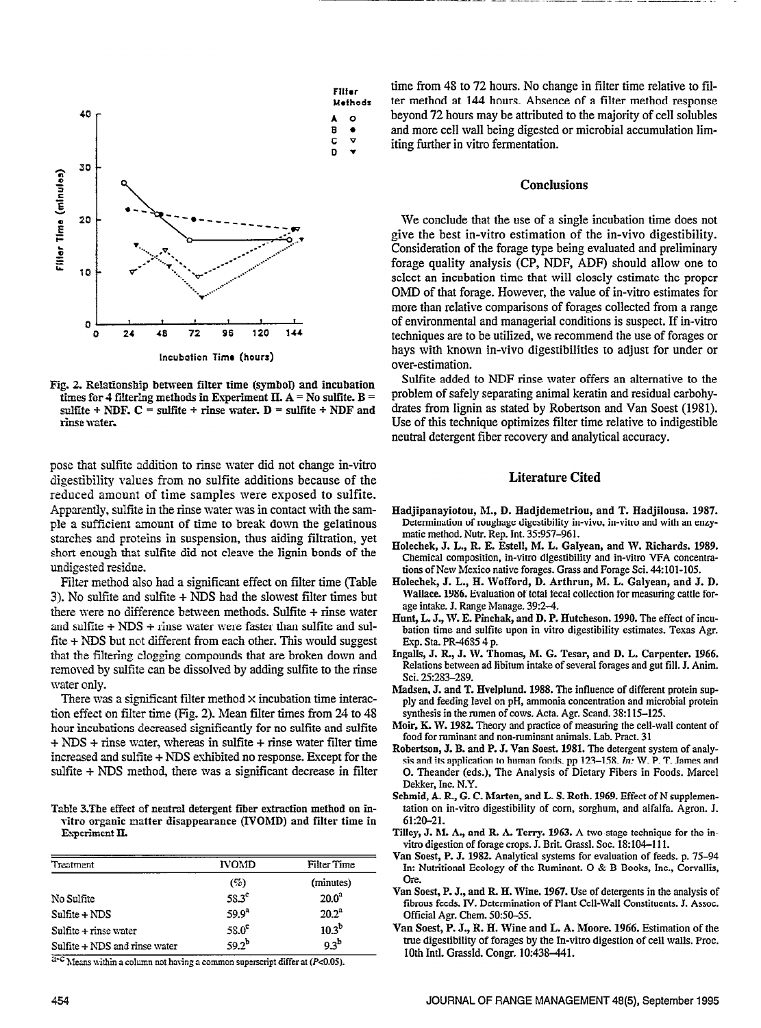Filter Methods

A ○
B ●
C ▽
D ▼

Filter Time (minutes)

40
30
20
10
0

0 24 48 72 96 120 144

Incubation Time (hours)

Fig. 2. Relationship between filter time (symbol) and incubation times for 4 filtering methods in Experiment II. A = No sulfite. B = sulfite + NDF. C = sulfite + rinse water. D = sulfite + NDF and rinse water.

pose that sulfite addition to rinse water did not change in-vitro digestibility values from no sulfite additions because of the reduced amount of time samples were exposed to sulfite. Apparently, sulfite in the rinse water was in contact with the sample a sufficient amount of time to break down the gelatinous starches and proteins in suspension, thus aiding filtration, yet short enough that sulfite did not cleave the lignin bonds of the undigested residue.

Filter method also had a significant effect on filter time (Table 3). No sulfite and sulfite + NDS had the slowest filter times but there were no difference between methods. Sulfite + rinse water and sulfite + NDS + rinse water were faster than sulfite and sulfite + NDS but not different from each other. This would suggest that the filtering clogging compounds that are broken down and removed by sulfite can be dissolved by adding sulfite to the rinse water only.

There was a significant filter method × incubation time interaction effect on filter time (Fig. 2). Mean filter times from 24 to 48 hour incubations decreased significantly for no sulfite and sulfite + NDS + rinse water, whereas in sulfite + rinse water filter time increased and sulfite + NDS exhibited no response. Except for the sulfite + NDS method, there was a significant decrease in filter time from 48 to 72 hours. No change in filter time relative to filter method at 144 hours. Absence of a filter method response beyond 72 hours may be attributed to the majority of cell solubles and more cell wall being digested or microbial accumulation limiting further in vitro fermentation.

Table 3. The effect of neutral detergent fiber extraction method on in-vitro organic matter disappearance (IVOMD) and filter time in Experiment II.

| Treatment | IVOMD | Filter Time |
|---|---|---|
| | (%) | (minutes) |
| No Sulfite | 58.3[c] | 20.0[a] |
| Sulfite + NDS | 59.9[a] | 20.2[a] |
| Sulfite + rinse water | 58.0[c] | 10.3[b] |
| Sulfite + NDS and rinse water | 59.2[b] | 9.3[b] |

[a-c] Means within a column not having a common superscript differ at ($P<0.05$).

## Conclusions

We conclude that the use of a single incubation time does not give the best in-vitro estimation of the in-vivo digestibility. Consideration of the forage type being evaluated and preliminary forage quality analysis (CP, NDF, ADF) should allow one to select an incubation time that will closely estimate the proper OMD of that forage. However, the value of in-vitro estimates for more than relative comparisons of forages collected from a range of environmental and managerial conditions is suspect. If in-vitro techniques are to be utilized, we recommend the use of forages or hays with known in-vivo digestibilities to adjust for under or over-estimation.

Sulfite added to NDF rinse water offers an alternative to the problem of safely separating animal keratin and residual carbohydrates from lignin as stated by Robertson and Van Soest (1981). Use of this technique optimizes filter time relative to indigestible neutral detergent fiber recovery and analytical accuracy.

## Literature Cited

**Hadjipanayiotou, M., D. Hadjdemetriou, and T. Hadjilousa. 1987.** Determination of roughage digestibility in-vivo, in-vitro and with an enzymatic method. Nutr. Rep. Int. 35:957–961.

**Holechek, J. L., R. E. Estell, M. L. Galyean, and W. Richards. 1989.** Chemical composition, in-vitro digestibility and in-vitro VFA concentrations of New Mexico native forages. Grass and Forage Sci. 44:101-105.

**Holechek, J. L., H. Wofford, D. Arthrun, M. L. Galyean, and J. D. Wallace. 1986.** Evaluation of total fecal collection for measuring cattle forage intake. J. Range Manage. 39:2–4.

**Hunt, L. J., W. E. Pinchak, and D. P. Hutcheson. 1990.** The effect of incubation time and sulfite upon in vitro digestibility estimates. Texas Agr. Exp. Sta. PR-4685 4 p.

**Ingalls, J. R., J. W. Thomas, M. G. Tesar, and D. L. Carpenter. 1966.** Relations between ad libitum intake of several forages and gut fill. J. Anim. Sci. 25:283–289.

**Madsen, J. and T. Hvelplund. 1988.** The influence of different protein supply and feeding level on pH, ammonia concentration and microbial protein synthesis in the rumen of cows. Acta. Agr. Scand. 38:115–125.

**Moir, K. W. 1982.** Theory and practice of measuring the cell-wall content of food for ruminant and non-ruminant animals. Lab. Pract. 31

**Robertson, J. B. and P. J. Van Soest. 1981.** The detergent system of analysis and its application to human foods. pp 123–158. *In:* W. P. T. James and O. Theander (eds.), The Analysis of Dietary Fibers in Foods. Marcel Dekker, Inc. N.Y.

**Schmid, A. R., G. C. Marten, and L. S. Roth. 1969.** Effect of N supplementation on in-vitro digestibility of corn, sorghum, and alfalfa. Agron. J. 61:20–21.

**Tilley, J. M. A., and R. A. Terry. 1963.** A two stage technique for the in-vitro digestion of forage crops. J. Brit. Grassl. Soc. 18:104–111.

**Van Soest, P. J. 1982.** Analytical systems for evaluation of feeds. p. 75–94 In: Nutritional Ecology of the Ruminant. O & B Books, Inc., Corvallis, Ore.

**Van Soest, P. J., and R. H. Wine. 1967.** Use of detergents in the analysis of fibrous feeds. IV. Determination of Plant Cell-Wall Constituents. J. Assoc. Official Agr. Chem. 50:50–55.

**Van Soest, P. J., R. H. Wine and L. A. Moore. 1966.** Estimation of the true digestibility of forages by the In-vitro digestion of cell walls. Proc. 10th Intl. Grassld. Congr. 10:438–441.